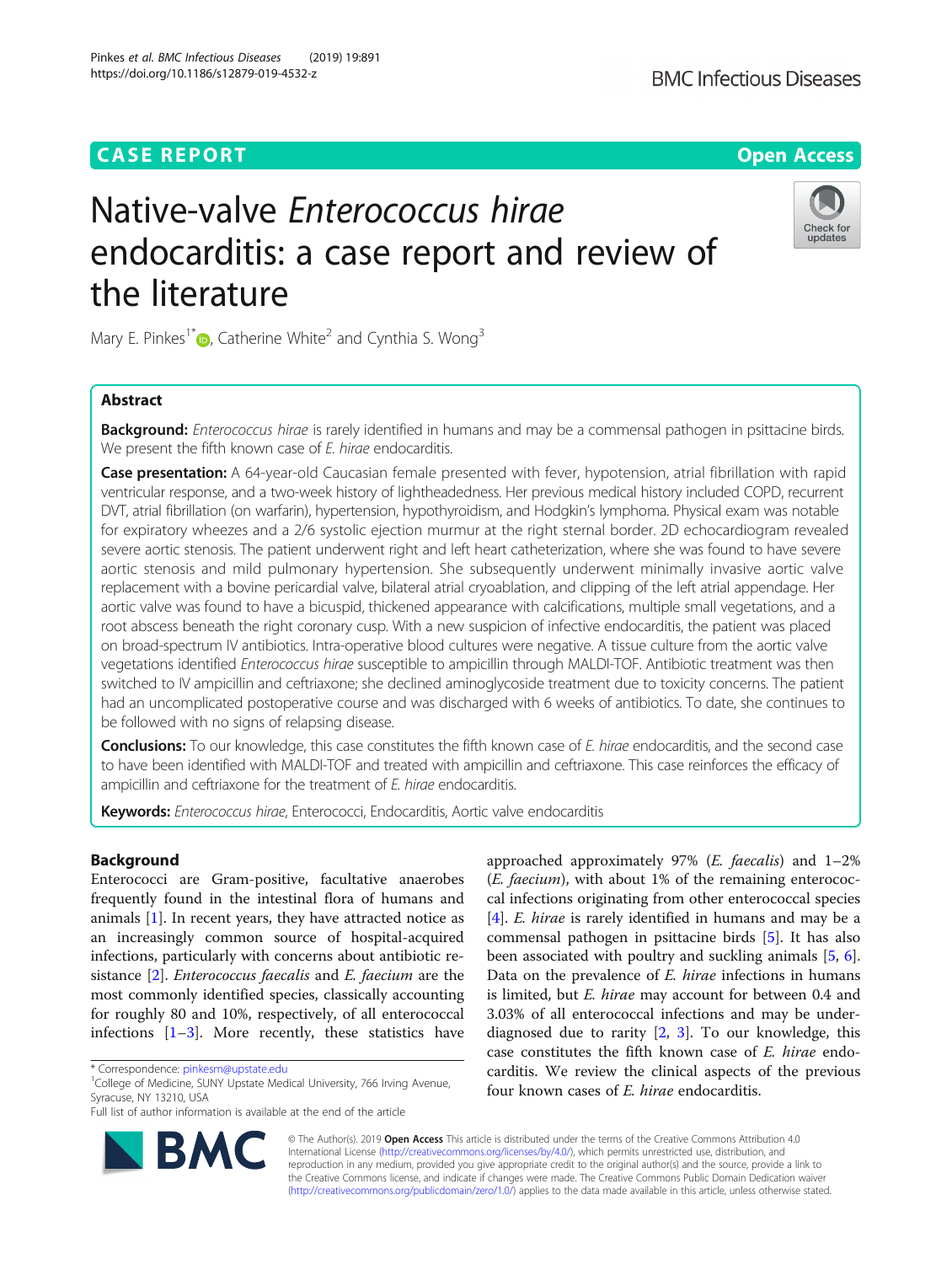CASE REPORT

Open Access

# Native-valve *Enterococcus hirae* endocarditis: a case report and review of the literature

Mary E. Pinkes[1*], Catherine White[2] and Cynthia S. Wong[3]

## Abstract

**Background:** *Enterococcus hirae* is rarely identified in humans and may be a commensal pathogen in psittacine birds. We present the fifth known case of *E. hirae* endocarditis.

**Case presentation:** A 64-year-old Caucasian female presented with fever, hypotension, atrial fibrillation with rapid ventricular response, and a two-week history of lightheadedness. Her previous medical history included COPD, recurrent DVT, atrial fibrillation (on warfarin), hypertension, hypothyroidism, and Hodgkin's lymphoma. Physical exam was notable for expiratory wheezes and a 2/6 systolic ejection murmur at the right sternal border. 2D echocardiogram revealed severe aortic stenosis. The patient underwent right and left heart catheterization, where she was found to have severe aortic stenosis and mild pulmonary hypertension. She subsequently underwent minimally invasive aortic valve replacement with a bovine pericardial valve, bilateral atrial cryoablation, and clipping of the left atrial appendage. Her aortic valve was found to have a bicuspid, thickened appearance with calcifications, multiple small vegetations, and a root abscess beneath the right coronary cusp. With a new suspicion of infective endocarditis, the patient was placed on broad-spectrum IV antibiotics. Intra-operative blood cultures were negative. A tissue culture from the aortic valve vegetations identified *Enterococcus hirae* susceptible to ampicillin through MALDI-TOF. Antibiotic treatment was then switched to IV ampicillin and ceftriaxone; she declined aminoglycoside treatment due to toxicity concerns. The patient had an uncomplicated postoperative course and was discharged with 6 weeks of antibiotics. To date, she continues to be followed with no signs of relapsing disease.

**Conclusions:** To our knowledge, this case constitutes the fifth known case of *E. hirae* endocarditis, and the second case to have been identified with MALDI-TOF and treated with ampicillin and ceftriaxone. This case reinforces the efficacy of ampicillin and ceftriaxone for the treatment of *E. hirae* endocarditis.

**Keywords:** *Enterococcus hirae*, Enterococci, Endocarditis, Aortic valve endocarditis

## Background

Enterococci are Gram-positive, facultative anaerobes frequently found in the intestinal flora of humans and animals [1]. In recent years, they have attracted notice as an increasingly common source of hospital-acquired infections, particularly with concerns about antibiotic resistance [2]. *Enterococcus faecalis* and *E. faecium* are the most commonly identified species, classically accounting for roughly 80 and 10%, respectively, of all enterococcal infections [1–3]. More recently, these statistics have approached approximately 97% (*E. faecalis*) and 1–2% (*E. faecium*), with about 1% of the remaining enterococcal infections originating from other enterococcal species [4]. *E. hirae* is rarely identified in humans and may be a commensal pathogen in psittacine birds [5]. It has also been associated with poultry and suckling animals [5, 6]. Data on the prevalence of *E. hirae* infections in humans is limited, but *E. hirae* may account for between 0.4 and 3.03% of all enterococcal infections and may be underdiagnosed due to rarity [2, 3]. To our knowledge, this case constitutes the fifth known case of *E. hirae* endocarditis. We review the clinical aspects of the previous four known cases of *E. hirae* endocarditis.

* Correspondence: pinkesm@upstate.edu
[1]College of Medicine, SUNY Upstate Medical University, 766 Irving Avenue, Syracuse, NY 13210, USA
Full list of author information is available at the end of the article

© The Author(s). 2019 **Open Access** This article is distributed under the terms of the Creative Commons Attribution 4.0 International License (http://creativecommons.org/licenses/by/4.0/), which permits unrestricted use, distribution, and reproduction in any medium, provided you give appropriate credit to the original author(s) and the source, provide a link to the Creative Commons license, and indicate if changes were made. The Creative Commons Public Domain Dedication waiver (http://creativecommons.org/publicdomain/zero/1.0/) applies to the data made available in this article, unless otherwise stated.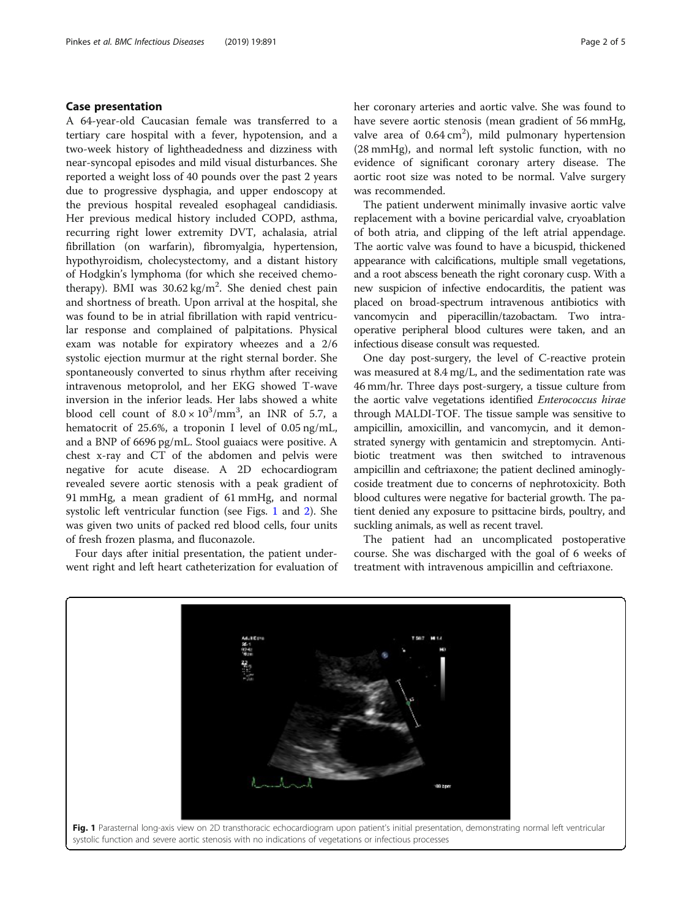## Case presentation

A 64-year-old Caucasian female was transferred to a tertiary care hospital with a fever, hypotension, and a two-week history of lightheadedness and dizziness with near-syncopal episodes and mild visual disturbances. She reported a weight loss of 40 pounds over the past 2 years due to progressive dysphagia, and upper endoscopy at the previous hospital revealed esophageal candidiasis. Her previous medical history included COPD, asthma, recurring right lower extremity DVT, achalasia, atrial fibrillation (on warfarin), fibromyalgia, hypertension, hypothyroidism, cholecystectomy, and a distant history of Hodgkin's lymphoma (for which she received chemotherapy). BMI was 30.62 kg/m$^2$. She denied chest pain and shortness of breath. Upon arrival at the hospital, she was found to be in atrial fibrillation with rapid ventricular response and complained of palpitations. Physical exam was notable for expiratory wheezes and a 2/6 systolic ejection murmur at the right sternal border. She spontaneously converted to sinus rhythm after receiving intravenous metoprolol, and her EKG showed T-wave inversion in the inferior leads. Her labs showed a white blood cell count of $8.0 \times 10^3$/mm$^3$, an INR of 5.7, a hematocrit of 25.6%, a troponin I level of 0.05 ng/mL, and a BNP of 6696 pg/mL. Stool guaiacs were positive. A chest x-ray and CT of the abdomen and pelvis were negative for acute disease. A 2D echocardiogram revealed severe aortic stenosis with a peak gradient of 91 mmHg, a mean gradient of 61 mmHg, and normal systolic left ventricular function (see Figs. 1 and 2). She was given two units of packed red blood cells, four units of fresh frozen plasma, and fluconazole.

Four days after initial presentation, the patient underwent right and left heart catheterization for evaluation of her coronary arteries and aortic valve. She was found to have severe aortic stenosis (mean gradient of 56 mmHg, valve area of 0.64 cm$^2$), mild pulmonary hypertension (28 mmHg), and normal left systolic function, with no evidence of significant coronary artery disease. The aortic root size was noted to be normal. Valve surgery was recommended.

The patient underwent minimally invasive aortic valve replacement with a bovine pericardial valve, cryoablation of both atria, and clipping of the left atrial appendage. The aortic valve was found to have a bicuspid, thickened appearance with calcifications, multiple small vegetations, and a root abscess beneath the right coronary cusp. With a new suspicion of infective endocarditis, the patient was placed on broad-spectrum intravenous antibiotics with vancomycin and piperacillin/tazobactam. Two intraoperative peripheral blood cultures were taken, and an infectious disease consult was requested.

One day post-surgery, the level of C-reactive protein was measured at 8.4 mg/L, and the sedimentation rate was 46 mm/hr. Three days post-surgery, a tissue culture from the aortic valve vegetations identified *Enterococcus hirae* through MALDI-TOF. The tissue sample was sensitive to ampicillin, amoxicillin, and vancomycin, and it demonstrated synergy with gentamicin and streptomycin. Antibiotic treatment was then switched to intravenous ampicillin and ceftriaxone; the patient declined aminoglycoside treatment due to concerns of nephrotoxicity. Both blood cultures were negative for bacterial growth. The patient denied any exposure to psittacine birds, poultry, and suckling animals, as well as recent travel.

The patient had an uncomplicated postoperative course. She was discharged with the goal of 6 weeks of treatment with intravenous ampicillin and ceftriaxone.

**Fig. 1** Parasternal long-axis view on 2D transthoracic echocardiogram upon patient's initial presentation, demonstrating normal left ventricular systolic function and severe aortic stenosis with no indications of vegetations or infectious processes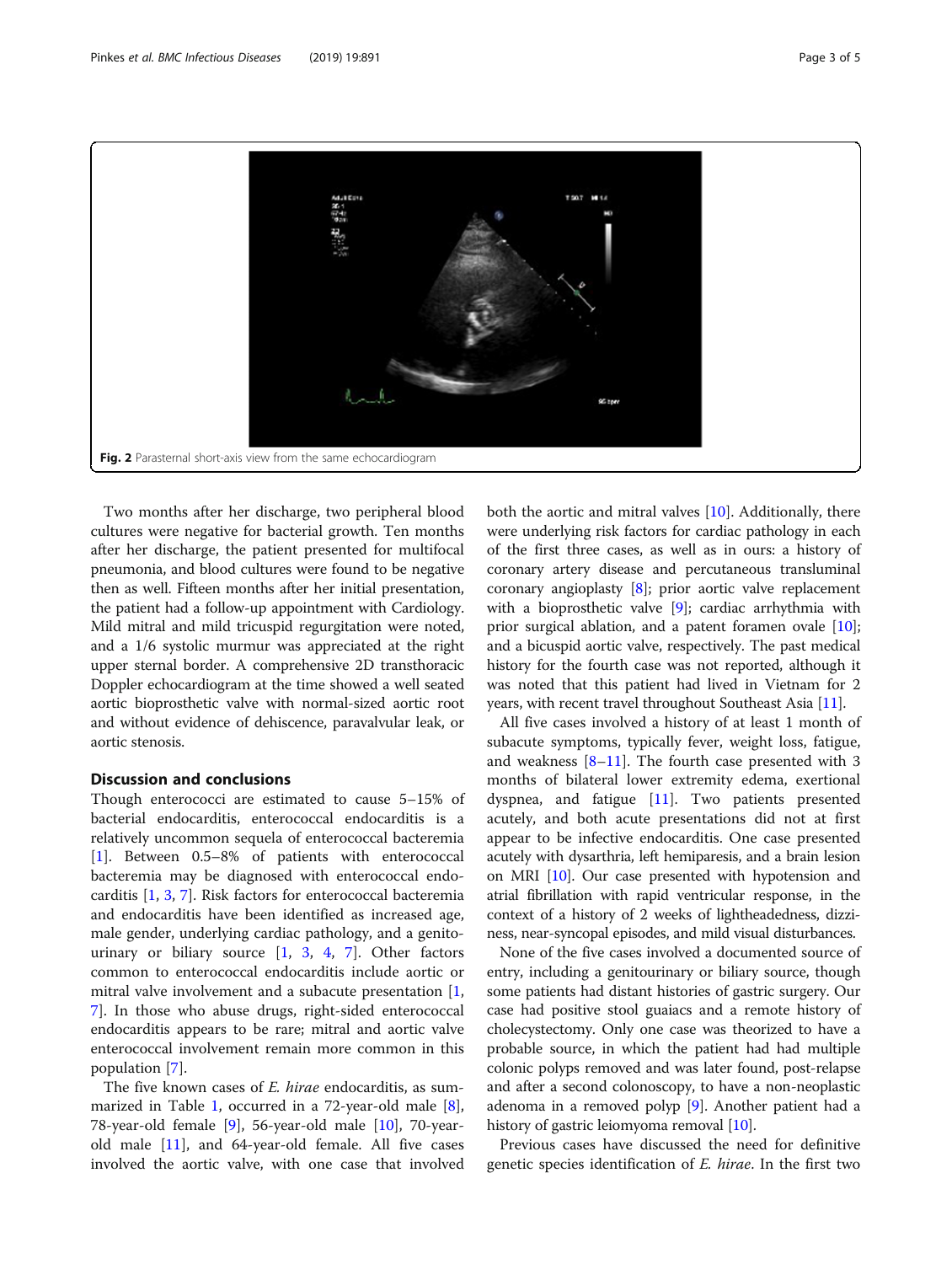Fig. 2 Parasternal short-axis view from the same echocardiogram

Two months after her discharge, two peripheral blood cultures were negative for bacterial growth. Ten months after her discharge, the patient presented for multifocal pneumonia, and blood cultures were found to be negative then as well. Fifteen months after her initial presentation, the patient had a follow-up appointment with Cardiology. Mild mitral and mild tricuspid regurgitation were noted, and a 1/6 systolic murmur was appreciated at the right upper sternal border. A comprehensive 2D transthoracic Doppler echocardiogram at the time showed a well seated aortic bioprosthetic valve with normal-sized aortic root and without evidence of dehiscence, paravalvular leak, or aortic stenosis.

## Discussion and conclusions

Though enterococci are estimated to cause 5–15% of bacterial endocarditis, enterococcal endocarditis is a relatively uncommon sequela of enterococcal bacteremia [1]. Between 0.5–8% of patients with enterococcal bacteremia may be diagnosed with enterococcal endocarditis [1, 3, 7]. Risk factors for enterococcal bacteremia and endocarditis have been identified as increased age, male gender, underlying cardiac pathology, and a genitourinary or biliary source [1, 3, 4, 7]. Other factors common to enterococcal endocarditis include aortic or mitral valve involvement and a subacute presentation [1, 7]. In those who abuse drugs, right-sided enterococcal endocarditis appears to be rare; mitral and aortic valve enterococcal involvement remain more common in this population [7].

The five known cases of *E. hirae* endocarditis, as summarized in Table 1, occurred in a 72-year-old male [8], 78-year-old female [9], 56-year-old male [10], 70-year-old male [11], and 64-year-old female. All five cases involved the aortic valve, with one case that involved both the aortic and mitral valves [10]. Additionally, there were underlying risk factors for cardiac pathology in each of the first three cases, as well as in ours: a history of coronary artery disease and percutaneous transluminal coronary angioplasty [8]; prior aortic valve replacement with a bioprosthetic valve [9]; cardiac arrhythmia with prior surgical ablation, and a patent foramen ovale [10]; and a bicuspid aortic valve, respectively. The past medical history for the fourth case was not reported, although it was noted that this patient had lived in Vietnam for 2 years, with recent travel throughout Southeast Asia [11].

All five cases involved a history of at least 1 month of subacute symptoms, typically fever, weight loss, fatigue, and weakness [8–11]. The fourth case presented with 3 months of bilateral lower extremity edema, exertional dyspnea, and fatigue [11]. Two patients presented acutely, and both acute presentations did not at first appear to be infective endocarditis. One case presented acutely with dysarthria, left hemiparesis, and a brain lesion on MRI [10]. Our case presented with hypotension and atrial fibrillation with rapid ventricular response, in the context of a history of 2 weeks of lightheadedness, dizziness, near-syncopal episodes, and mild visual disturbances.

None of the five cases involved a documented source of entry, including a genitourinary or biliary source, though some patients had distant histories of gastric surgery. Our case had positive stool guaiacs and a remote history of cholecystectomy. Only one case was theorized to have a probable source, in which the patient had had multiple colonic polyps removed and was later found, post-relapse and after a second colonoscopy, to have a non-neoplastic adenoma in a removed polyp [9]. Another patient had a history of gastric leiomyoma removal [10].

Previous cases have discussed the need for definitive genetic species identification of *E. hirae*. In the first two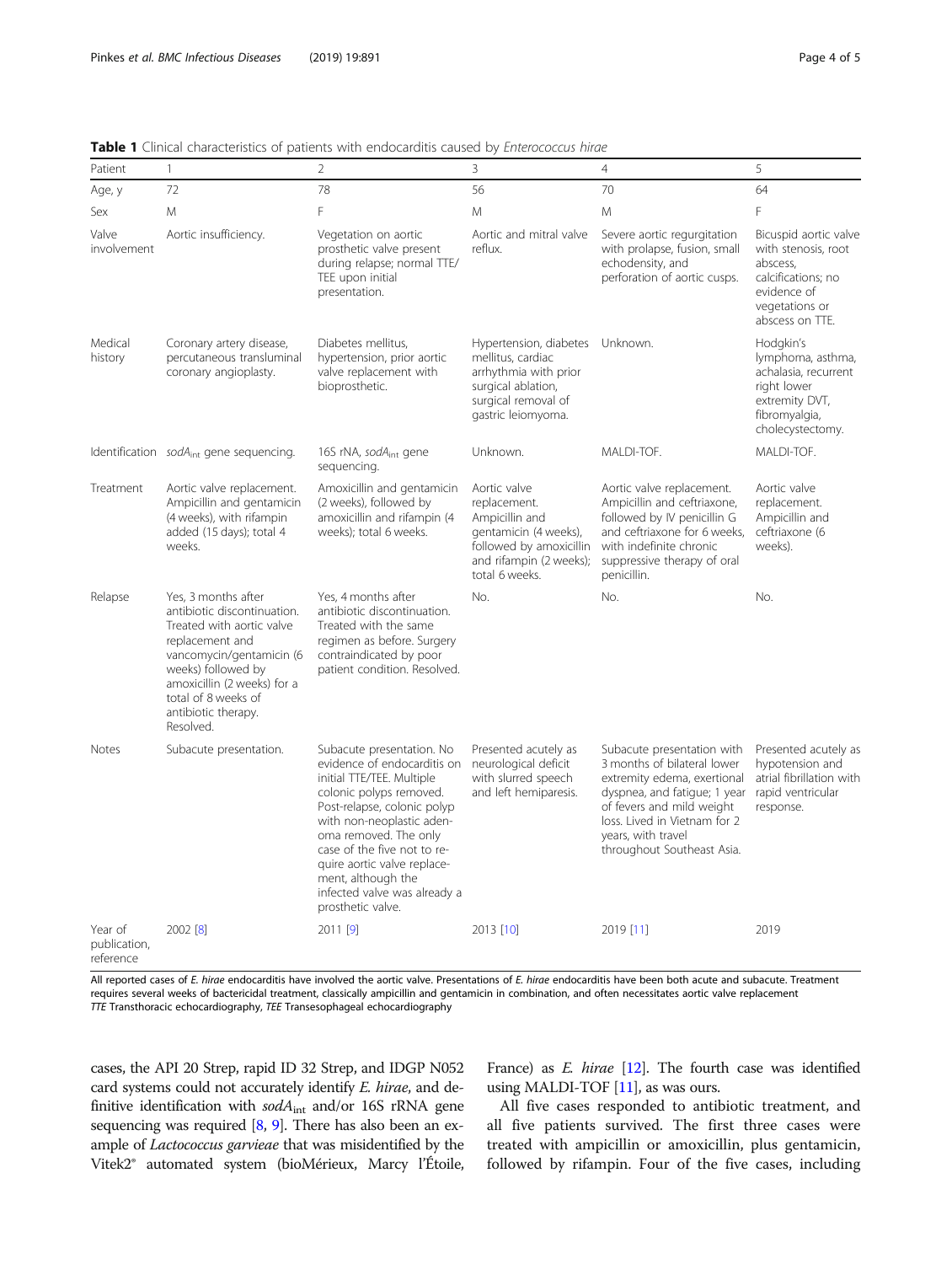**Table 1** Clinical characteristics of patients with endocarditis caused by *Enterococcus hirae*

| Patient | 1 | 2 | 3 | 4 | 5 |
|---|---|---|---|---|---|
| Age, y | 72 | 78 | 56 | 70 | 64 |
| Sex | M | F | M | M | F |
| Valve involvement | Aortic insufficiency. | Vegetation on aortic prosthetic valve present during relapse; normal TTE/TEE upon initial presentation. | Aortic and mitral valve reflux. | Severe aortic regurgitation with prolapse, fusion, small echodensity, and perforation of aortic cusps. | Bicuspid aortic valve with stenosis, root abscess, calcifications; no evidence of vegetations or abscess on TTE. |
| Medical history | Coronary artery disease, percutaneous transluminal coronary angioplasty. | Diabetes mellitus, hypertension, prior aortic valve replacement with bioprosthetic. | Hypertension, diabetes mellitus, cardiac arrhythmia with prior surgical ablation, surgical removal of gastric leiomyoma. | Unknown. | Hodgkin's lymphoma, asthma, achalasia, recurrent right lower extremity DVT, fibromyalgia, cholecystectomy. |
| Identification | $sodA_{int}$ gene sequencing. | 16S rRNA, $sodA_{int}$ gene sequencing. | Unknown. | MALDI-TOF. | MALDI-TOF. |
| Treatment | Aortic valve replacement. Ampicillin and gentamicin (4 weeks), with rifampin added (15 days); total 4 weeks. | Amoxicillin and gentamicin (2 weeks), followed by amoxicillin and rifampin (4 weeks); total 6 weeks. | Aortic valve replacement. Ampicillin and gentamicin (4 weeks), followed by amoxicillin and rifampin (2 weeks); total 6 weeks. | Aortic valve replacement. Ampicillin and ceftriaxone, followed by IV penicillin G and ceftriaxone for 6 weeks, with indefinite chronic suppressive therapy of oral penicillin. | Aortic valve replacement. Ampicillin and ceftriaxone (6 weeks). |
| Relapse | Yes, 3 months after antibiotic discontinuation. Treated with aortic valve replacement and vancomycin/gentamicin (6 weeks) followed by amoxicillin (2 weeks) for a total of 8 weeks of antibiotic therapy. Resolved. | Yes, 4 months after antibiotic discontinuation. Treated with the same regimen as before. Surgery contraindicated by poor patient condition. Resolved. | No. | No. | No. |
| Notes | Subacute presentation. | Subacute presentation. No evidence of endocarditis on initial TTE/TEE. Multiple colonic polyps removed. Post-relapse, colonic polyp with non-neoplastic adenoma removed. The only case of the five not to require aortic valve replacement, although the infected valve was already a prosthetic valve. | Presented acutely as neurological deficit with slurred speech and left hemiparesis. | Subacute presentation with 3 months of bilateral lower extremity edema, exertional dyspnea, and fatigue; 1 year of fevers and mild weight loss. Lived in Vietnam for 2 years, with travel throughout Southeast Asia. | Presented acutely as hypotension and atrial fibrillation with rapid ventricular response. |
| Year of publication, reference | 2002 [8] | 2011 [9] | 2013 [10] | 2019 [11] | 2019 |

All reported cases of *E. hirae* endocarditis have involved the aortic valve. Presentations of *E. hirae* endocarditis have been both acute and subacute. Treatment requires several weeks of bactericidal treatment, classically ampicillin and gentamicin in combination, and often necessitates aortic valve replacement
*TTE* Transthoracic echocardiography, *TEE* Transesophageal echocardiography

cases, the API 20 Strep, rapid ID 32 Strep, and IDGP N052 card systems could not accurately identify *E. hirae*, and definitive identification with $sodA_{int}$ and/or 16S rRNA gene sequencing was required [8, 9]. There has also been an example of *Lactococcus garvieae* that was misidentified by the Vitek2® automated system (bioMérieux, Marcy l'Étoile, France) as *E. hirae* [12]. The fourth case was identified using MALDI-TOF [11], as was ours.

All five cases responded to antibiotic treatment, and all five patients survived. The first three cases were treated with ampicillin or amoxicillin, plus gentamicin, followed by rifampin. Four of the five cases, including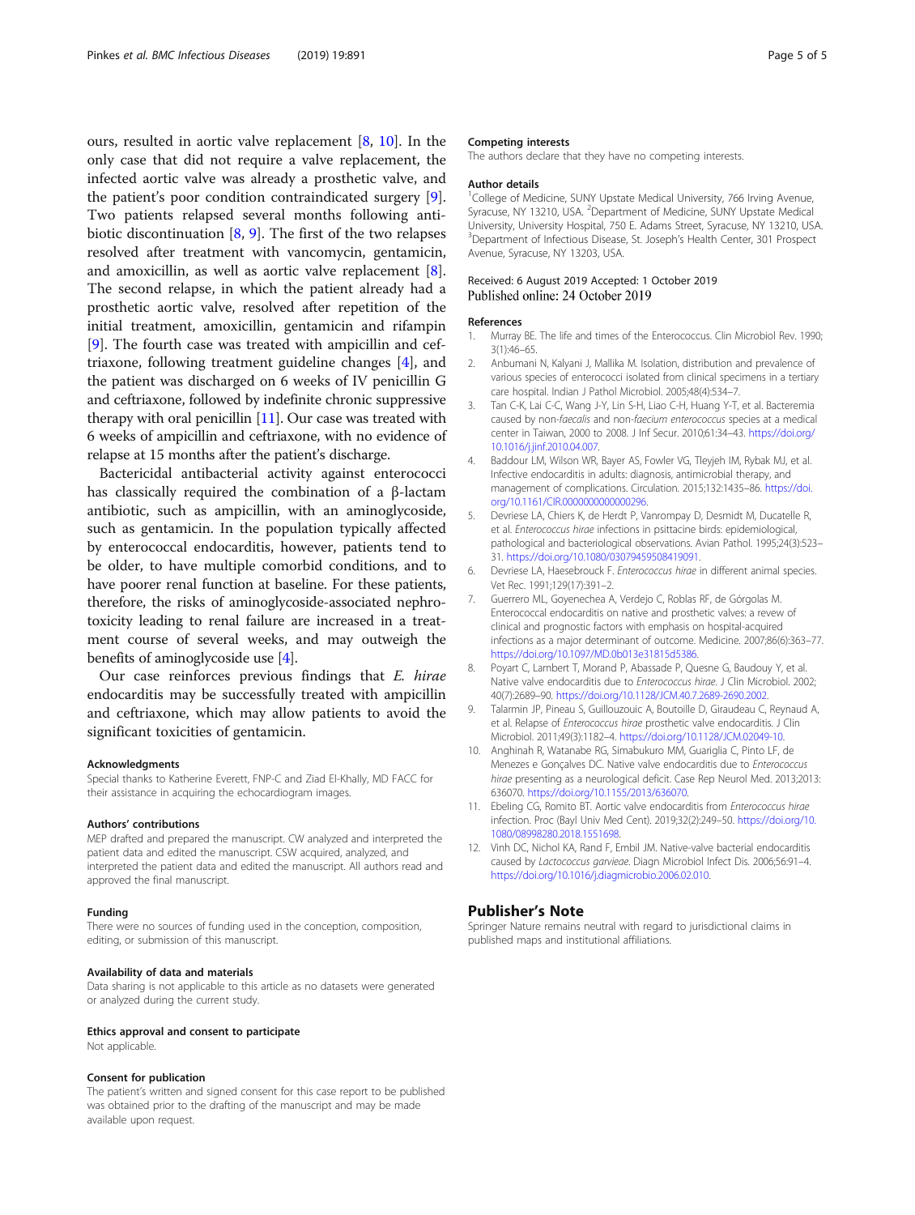ours, resulted in aortic valve replacement [8, 10]. In the only case that did not require a valve replacement, the infected aortic valve was already a prosthetic valve, and the patient's poor condition contraindicated surgery [9]. Two patients relapsed several months following antibiotic discontinuation [8, 9]. The first of the two relapses resolved after treatment with vancomycin, gentamicin, and amoxicillin, as well as aortic valve replacement [8]. The second relapse, in which the patient already had a prosthetic aortic valve, resolved after repetition of the initial treatment, amoxicillin, gentamicin and rifampin [9]. The fourth case was treated with ampicillin and ceftriaxone, following treatment guideline changes [4], and the patient was discharged on 6 weeks of IV penicillin G and ceftriaxone, followed by indefinite chronic suppressive therapy with oral penicillin [11]. Our case was treated with 6 weeks of ampicillin and ceftriaxone, with no evidence of relapse at 15 months after the patient's discharge.

Bactericidal antibacterial activity against enterococci has classically required the combination of a β-lactam antibiotic, such as ampicillin, with an aminoglycoside, such as gentamicin. In the population typically affected by enterococcal endocarditis, however, patients tend to be older, to have multiple comorbid conditions, and to have poorer renal function at baseline. For these patients, therefore, the risks of aminoglycoside-associated nephrotoxicity leading to renal failure are increased in a treatment course of several weeks, and may outweigh the benefits of aminoglycoside use [4].

Our case reinforces previous findings that *E. hirae* endocarditis may be successfully treated with ampicillin and ceftriaxone, which may allow patients to avoid the significant toxicities of gentamicin.

#### Acknowledgments
Special thanks to Katherine Everett, FNP-C and Ziad El-Khally, MD FACC for their assistance in acquiring the echocardiogram images.

#### Authors' contributions
MEP drafted and prepared the manuscript. CW analyzed and interpreted the patient data and edited the manuscript. CSW acquired, analyzed, and interpreted the patient data and edited the manuscript. All authors read and approved the final manuscript.

#### Funding
There were no sources of funding used in the conception, composition, editing, or submission of this manuscript.

#### Availability of data and materials
Data sharing is not applicable to this article as no datasets were generated or analyzed during the current study.

#### Ethics approval and consent to participate
Not applicable.

#### Consent for publication
The patient's written and signed consent for this case report to be published was obtained prior to the drafting of the manuscript and may be made available upon request.

#### Competing interests
The authors declare that they have no competing interests.

#### Author details
[1]College of Medicine, SUNY Upstate Medical University, 766 Irving Avenue, Syracuse, NY 13210, USA. [2]Department of Medicine, SUNY Upstate Medical University, University Hospital, 750 E. Adams Street, Syracuse, NY 13210, USA. [3]Department of Infectious Disease, St. Joseph's Health Center, 301 Prospect Avenue, Syracuse, NY 13203, USA.

Received: 6 August 2019 Accepted: 1 October 2019
Published online: 24 October 2019

#### References
1. Murray BE. The life and times of the Enterococcus. Clin Microbiol Rev. 1990; 3(1):46–65.
2. Anbumani N, Kalyani J, Mallika M. Isolation, distribution and prevalence of various species of enterococci isolated from clinical specimens in a tertiary care hospital. Indian J Pathol Microbiol. 2005;48(4):534–7.
3. Tan C-K, Lai C-C, Wang J-Y, Lin S-H, Liao C-H, Huang Y-T, et al. Bacteremia caused by non-*faecalis* and non-*faecium enterococcus* species at a medical center in Taiwan, 2000 to 2008. J Inf Secur. 2010;61:34–43. https://doi.org/10.1016/j.jinf.2010.04.007.
4. Baddour LM, Wilson WR, Bayer AS, Fowler VG, Tleyjeh IM, Rybak MJ, et al. Infective endocarditis in adults: diagnosis, antimicrobial therapy, and management of complications. Circulation. 2015;132:1435–86. https://doi.org/10.1161/CIR.0000000000000296.
5. Devriese LA, Chiers K, de Herdt P, Vanrompay D, Desmidt M, Ducatelle R, et al. *Enterococcus hirae* infections in psittacine birds: epidemiological, pathological and bacteriological observations. Avian Pathol. 1995;24(3):523–31. https://doi.org/10.1080/03079459508419091.
6. Devriese LA, Haesebrouck F. *Enterococcus hirae* in different animal species. Vet Rec. 1991;129(17):391–2.
7. Guerrero ML, Goyenechea A, Verdejo C, Roblas RF, de Górgolas M. Enterococcal endocarditis on native and prosthetic valves: a revew of clinical and prognostic factors with emphasis on hospital-acquired infections as a major determinant of outcome. Medicine. 2007;86(6):363–77. https://doi.org/10.1097/MD.0b013e31815d5386.
8. Poyart C, Lambert T, Morand P, Abassade P, Quesne G, Baudouy Y, et al. Native valve endocarditis due to *Enterococcus hirae*. J Clin Microbiol. 2002; 40(7):2689–90. https://doi.org/10.1128/JCM.40.7.2689-2690.2002.
9. Talarmin JP, Pineau S, Guillouzouic A, Boutoille D, Giraudeau C, Reynaud A, et al. Relapse of *Enterococcus hirae* prosthetic valve endocarditis. J Clin Microbiol. 2011;49(3):1182–4. https://doi.org/10.1128/JCM.02049-10.
10. Anghinah R, Watanabe RG, Simabukuro MM, Guariglia C, Pinto LF, de Menezes e Gonçalves DC. Native valve endocarditis due to *Enterococcus hirae* presenting as a neurological deficit. Case Rep Neurol Med. 2013;2013: 636070. https://doi.org/10.1155/2013/636070.
11. Ebeling CG, Romito BT. Aortic valve endocarditis from *Enterococcus hirae* infection. Proc (Bayl Univ Med Cent). 2019;32(2):249–50. https://doi.org/10.1080/08998280.2018.1551698.
12. Vinh DC, Nichol KA, Rand F, Embil JM. Native-valve bacterial endocarditis caused by *Lactococcus garvieae*. Diagn Microbiol Infect Dis. 2006;56:91–4. https://doi.org/10.1016/j.diagmicrobio.2006.02.010.

## Publisher's Note
Springer Nature remains neutral with regard to jurisdictional claims in published maps and institutional affiliations.